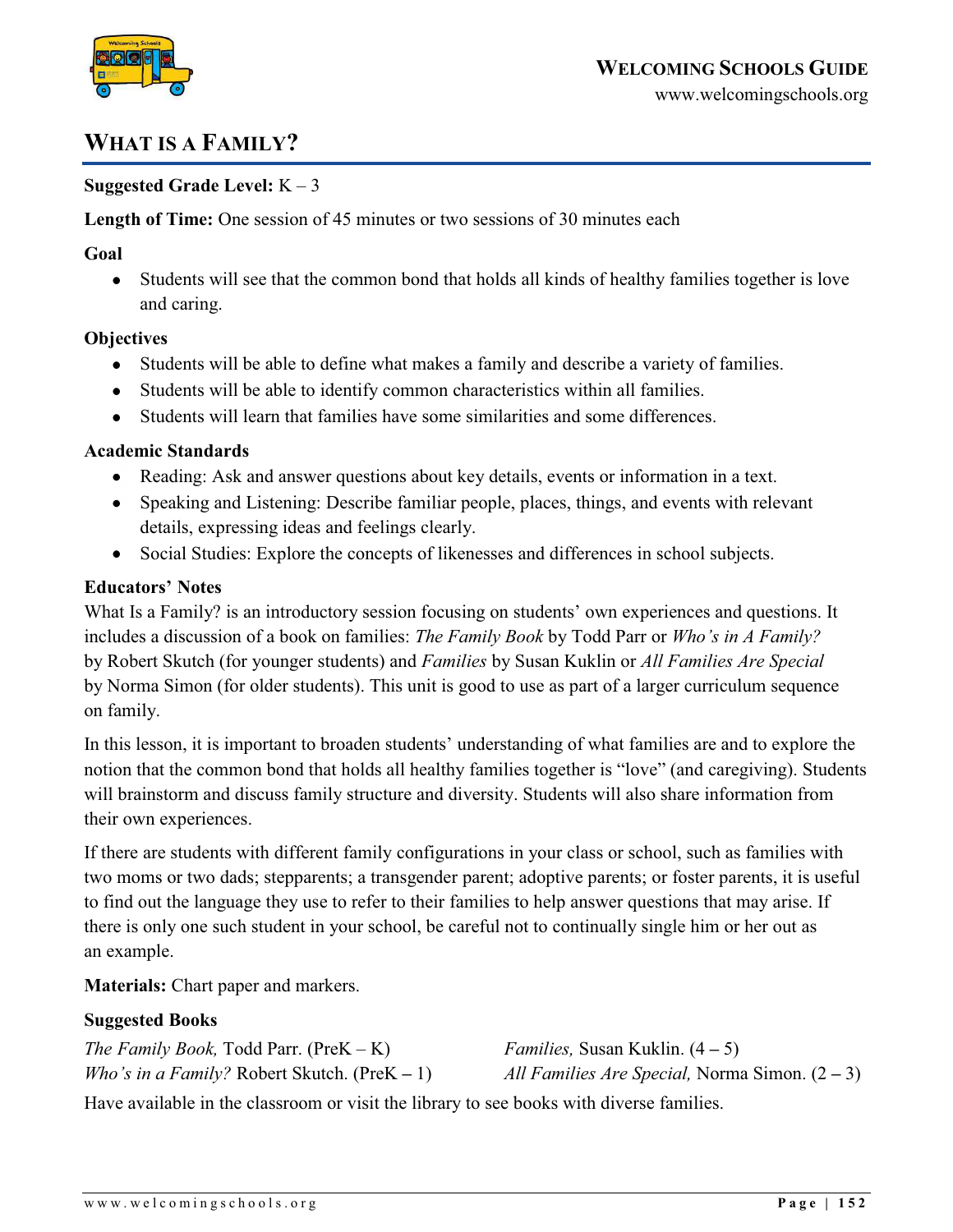# What is a Family?

**Suggested Grade Level:** K – 3

**Length of Time:** One session of 45 minutes or two sessions of 30 minutes each

**Goal**

- Students will see that the common bond that holds all kinds of healthy families together is love and caring.

**Objectives**

- Students will be able to define what makes a family and describe a variety of families.
- Students will be able to identify common characteristics within all families.
- Students will learn that families have some similarities and some differences.

**Academic Standards**

- Reading: Ask and answer questions about key details, events or information in a text.
- Speaking and Listening: Describe familiar people, places, things, and events with relevant details, expressing ideas and feelings clearly.
- Social Studies: Explore the concepts of likenesses and differences in school subjects.

**Educators' Notes**

What Is a Family? is an introductory session focusing on students' own experiences and questions. It includes a discussion of a book on families: *The Family Book* by Todd Parr or *Who's in A Family?* by Robert Skutch (for younger students) and *Families* by Susan Kuklin or *All Families Are Special* by Norma Simon (for older students). This unit is good to use as part of a larger curriculum sequence on family.

In this lesson, it is important to broaden students' understanding of what families are and to explore the notion that the common bond that holds all healthy families together is "love" (and caregiving). Students will brainstorm and discuss family structure and diversity. Students will also share information from their own experiences.

If there are students with different family configurations in your class or school, such as families with two moms or two dads; stepparents; a transgender parent; adoptive parents; or foster parents, it is useful to find out the language they use to refer to their families to help answer questions that may arise. If there is only one such student in your school, be careful not to continually single him or her out as an example.

**Materials:** Chart paper and markers.

**Suggested Books**

*The Family Book,* Todd Parr. (PreK – K)

*Who's in a Family?* Robert Skutch. (PreK – 1)

*Families,* Susan Kuklin. (4 – 5)

*All Families Are Special,* Norma Simon. (2 – 3)

Have available in the classroom or visit the library to see books with diverse families.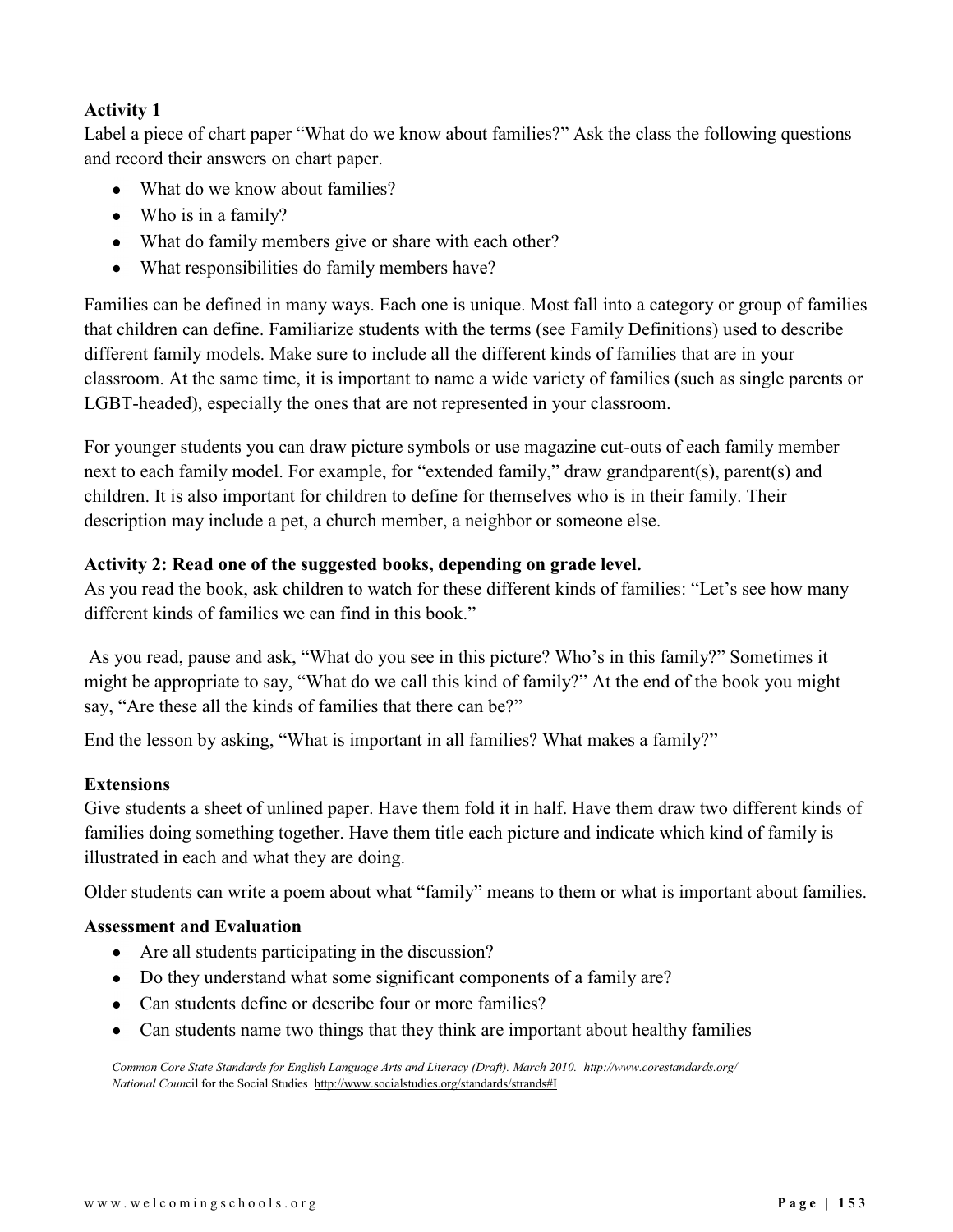**Activity 1**

Label a piece of chart paper "What do we know about families?" Ask the class the following questions and record their answers on chart paper.

- What do we know about families?
- Who is in a family?
- What do family members give or share with each other?
- What responsibilities do family members have?

Families can be defined in many ways. Each one is unique. Most fall into a category or group of families that children can define. Familiarize students with the terms (see Family Definitions) used to describe different family models. Make sure to include all the different kinds of families that are in your classroom. At the same time, it is important to name a wide variety of families (such as single parents or LGBT-headed), especially the ones that are not represented in your classroom.

For younger students you can draw picture symbols or use magazine cut-outs of each family member next to each family model. For example, for "extended family," draw grandparent(s), parent(s) and children. It is also important for children to define for themselves who is in their family. Their description may include a pet, a church member, a neighbor or someone else.

**Activity 2: Read one of the suggested books, depending on grade level.**

As you read the book, ask children to watch for these different kinds of families: "Let's see how many different kinds of families we can find in this book."

As you read, pause and ask, "What do you see in this picture? Who's in this family?" Sometimes it might be appropriate to say, "What do we call this kind of family?" At the end of the book you might say, "Are these all the kinds of families that there can be?"

End the lesson by asking, "What is important in all families? What makes a family?"

**Extensions**

Give students a sheet of unlined paper. Have them fold it in half. Have them draw two different kinds of families doing something together. Have them title each picture and indicate which kind of family is illustrated in each and what they are doing.

Older students can write a poem about what "family" means to them or what is important about families.

**Assessment and Evaluation**

- Are all students participating in the discussion?
- Do they understand what some significant components of a family are?
- Can students define or describe four or more families?
- Can students name two things that they think are important about healthy families

*Common Core State Standards for English Language Arts and Literacy (Draft). March 2010. http://www.corestandards.org/*
*National Coun*cil for the Social Studies http://www.socialstudies.org/standards/strands#I